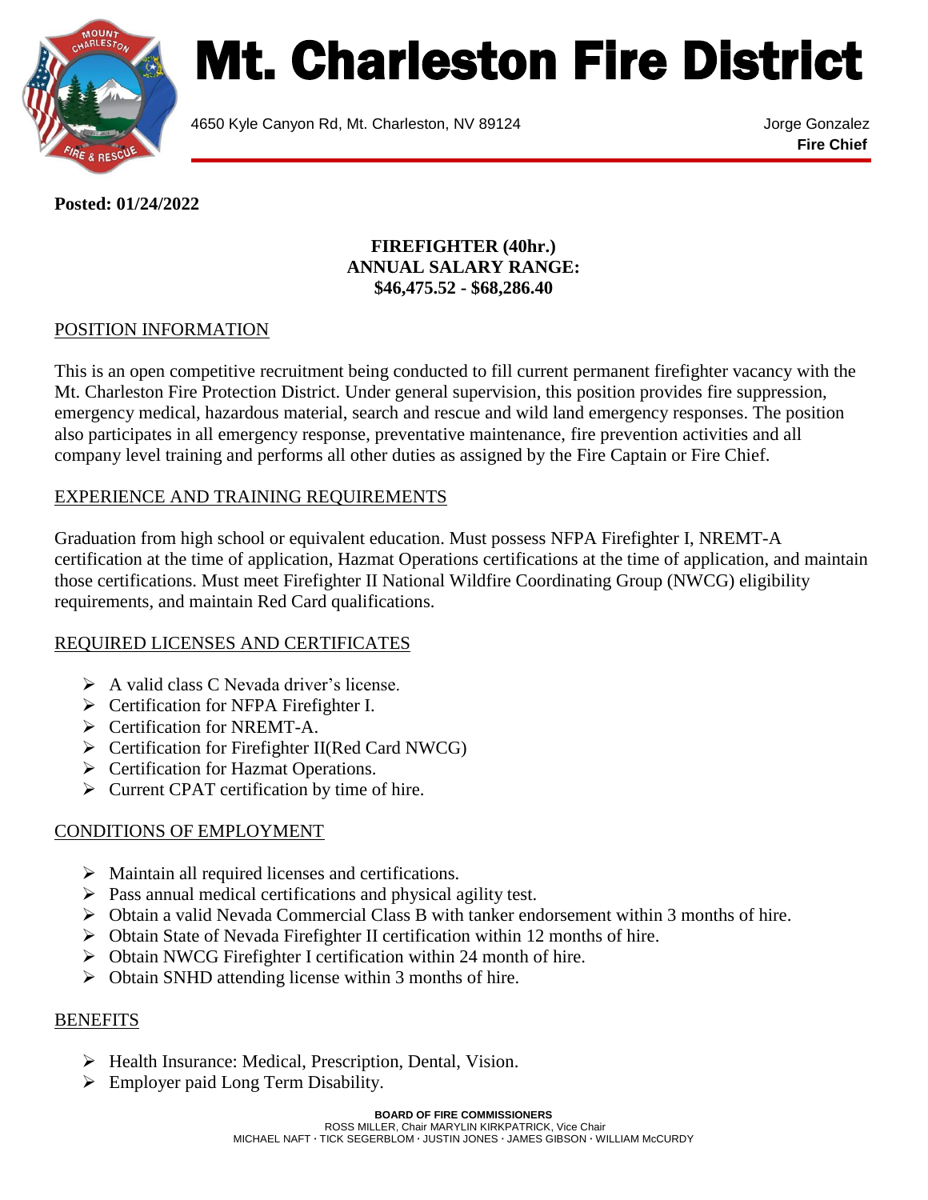# Mt. Charleston Fire District

4650 Kyle Canyon Rd, Mt. Charleston, NV 89124

Jorge Gonzalez
**Fire Chief**

**Posted: 01/24/2022**

**FIREFIGHTER (40hr.)**
**ANNUAL SALARY RANGE:**
**$46,475.52 - $68,286.40**

## POSITION INFORMATION

This is an open competitive recruitment being conducted to fill current permanent firefighter vacancy with the Mt. Charleston Fire Protection District. Under general supervision, this position provides fire suppression, emergency medical, hazardous material, search and rescue and wild land emergency responses. The position also participates in all emergency response, preventative maintenance, fire prevention activities and all company level training and performs all other duties as assigned by the Fire Captain or Fire Chief.

## EXPERIENCE AND TRAINING REQUIREMENTS

Graduation from high school or equivalent education. Must possess NFPA Firefighter I, NREMT-A certification at the time of application, Hazmat Operations certifications at the time of application, and maintain those certifications. Must meet Firefighter II National Wildfire Coordinating Group (NWCG) eligibility requirements, and maintain Red Card qualifications.

## REQUIRED LICENSES AND CERTIFICATES

- A valid class C Nevada driver's license.
- Certification for NFPA Firefighter I.
- Certification for NREMT-A.
- Certification for Firefighter II(Red Card NWCG)
- Certification for Hazmat Operations.
- Current CPAT certification by time of hire.

## CONDITIONS OF EMPLOYMENT

- Maintain all required licenses and certifications.
- Pass annual medical certifications and physical agility test.
- Obtain a valid Nevada Commercial Class B with tanker endorsement within 3 months of hire.
- Obtain State of Nevada Firefighter II certification within 12 months of hire.
- Obtain NWCG Firefighter I certification within 24 month of hire.
- Obtain SNHD attending license within 3 months of hire.

## BENEFITS

- Health Insurance: Medical, Prescription, Dental, Vision.
- Employer paid Long Term Disability.

**BOARD OF FIRE COMMISSIONERS**
ROSS MILLER, Chair MARYLIN KIRKPATRICK, Vice Chair
MICHAEL NAFT · TICK SEGERBLOM · JUSTIN JONES · JAMES GIBSON · WILLIAM McCURDY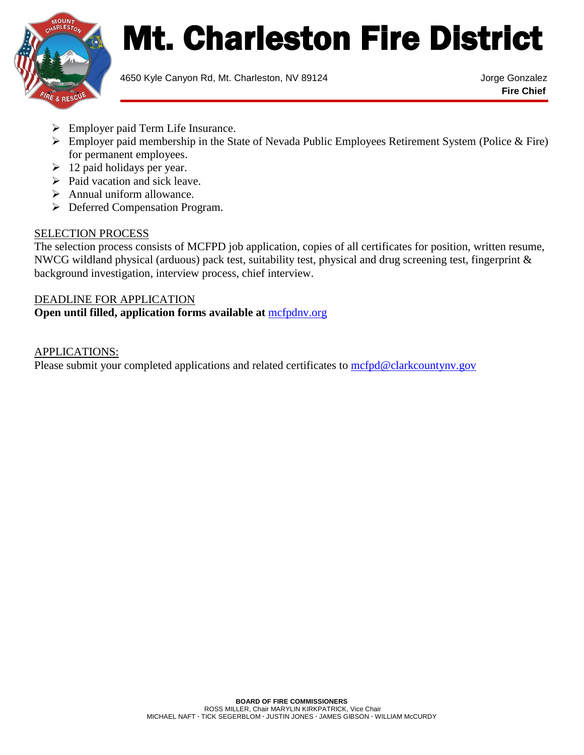- Employer paid Term Life Insurance.
- Employer paid membership in the State of Nevada Public Employees Retirement System (Police & Fire) for permanent employees.
- 12 paid holidays per year.
- Paid vacation and sick leave.
- Annual uniform allowance.
- Deferred Compensation Program.

## SELECTION PROCESS

The selection process consists of MCFPD job application, copies of all certificates for position, written resume, NWCG wildland physical (arduous) pack test, suitability test, physical and drug screening test, fingerprint & background investigation, interview process, chief interview.

## DEADLINE FOR APPLICATION

**Open until filled, application forms available at** mcfpdnv.org

## APPLICATIONS:

Please submit your completed applications and related certificates to mcfpd@clarkcountynv.gov